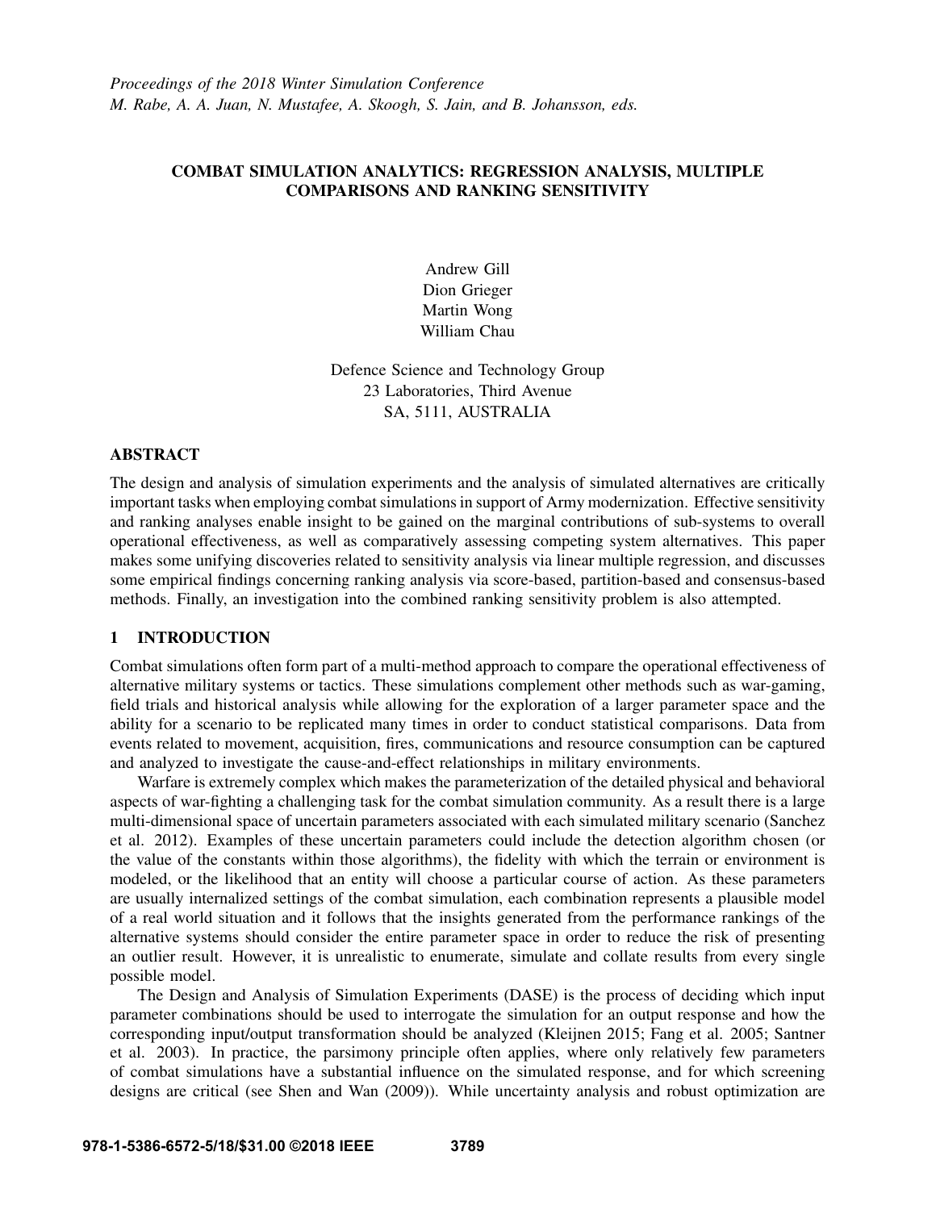*Proceedings of the 2018 Winter Simulation Conference*
*M. Rabe, A. A. Juan, N. Mustafee, A. Skoogh, S. Jain, and B. Johansson, eds.*

# COMBAT SIMULATION ANALYTICS: REGRESSION ANALYSIS, MULTIPLE COMPARISONS AND RANKING SENSITIVITY

Andrew Gill
Dion Grieger
Martin Wong
William Chau

Defence Science and Technology Group
23 Laboratories, Third Avenue
SA, 5111, AUSTRALIA

## ABSTRACT

The design and analysis of simulation experiments and the analysis of simulated alternatives are critically important tasks when employing combat simulations in support of Army modernization. Effective sensitivity and ranking analyses enable insight to be gained on the marginal contributions of sub-systems to overall operational effectiveness, as well as comparatively assessing competing system alternatives. This paper makes some unifying discoveries related to sensitivity analysis via linear multiple regression, and discusses some empirical findings concerning ranking analysis via score-based, partition-based and consensus-based methods. Finally, an investigation into the combined ranking sensitivity problem is also attempted.

## 1 INTRODUCTION

Combat simulations often form part of a multi-method approach to compare the operational effectiveness of alternative military systems or tactics. These simulations complement other methods such as war-gaming, field trials and historical analysis while allowing for the exploration of a larger parameter space and the ability for a scenario to be replicated many times in order to conduct statistical comparisons. Data from events related to movement, acquisition, fires, communications and resource consumption can be captured and analyzed to investigate the cause-and-effect relationships in military environments.

Warfare is extremely complex which makes the parameterization of the detailed physical and behavioral aspects of war-fighting a challenging task for the combat simulation community. As a result there is a large multi-dimensional space of uncertain parameters associated with each simulated military scenario (Sanchez et al. 2012). Examples of these uncertain parameters could include the detection algorithm chosen (or the value of the constants within those algorithms), the fidelity with which the terrain or environment is modeled, or the likelihood that an entity will choose a particular course of action. As these parameters are usually internalized settings of the combat simulation, each combination represents a plausible model of a real world situation and it follows that the insights generated from the performance rankings of the alternative systems should consider the entire parameter space in order to reduce the risk of presenting an outlier result. However, it is unrealistic to enumerate, simulate and collate results from every single possible model.

The Design and Analysis of Simulation Experiments (DASE) is the process of deciding which input parameter combinations should be used to interrogate the simulation for an output response and how the corresponding input/output transformation should be analyzed (Kleijnen 2015; Fang et al. 2005; Santner et al. 2003). In practice, the parsimony principle often applies, where only relatively few parameters of combat simulations have a substantial influence on the simulated response, and for which screening designs are critical (see Shen and Wan (2009)). While uncertainty analysis and robust optimization are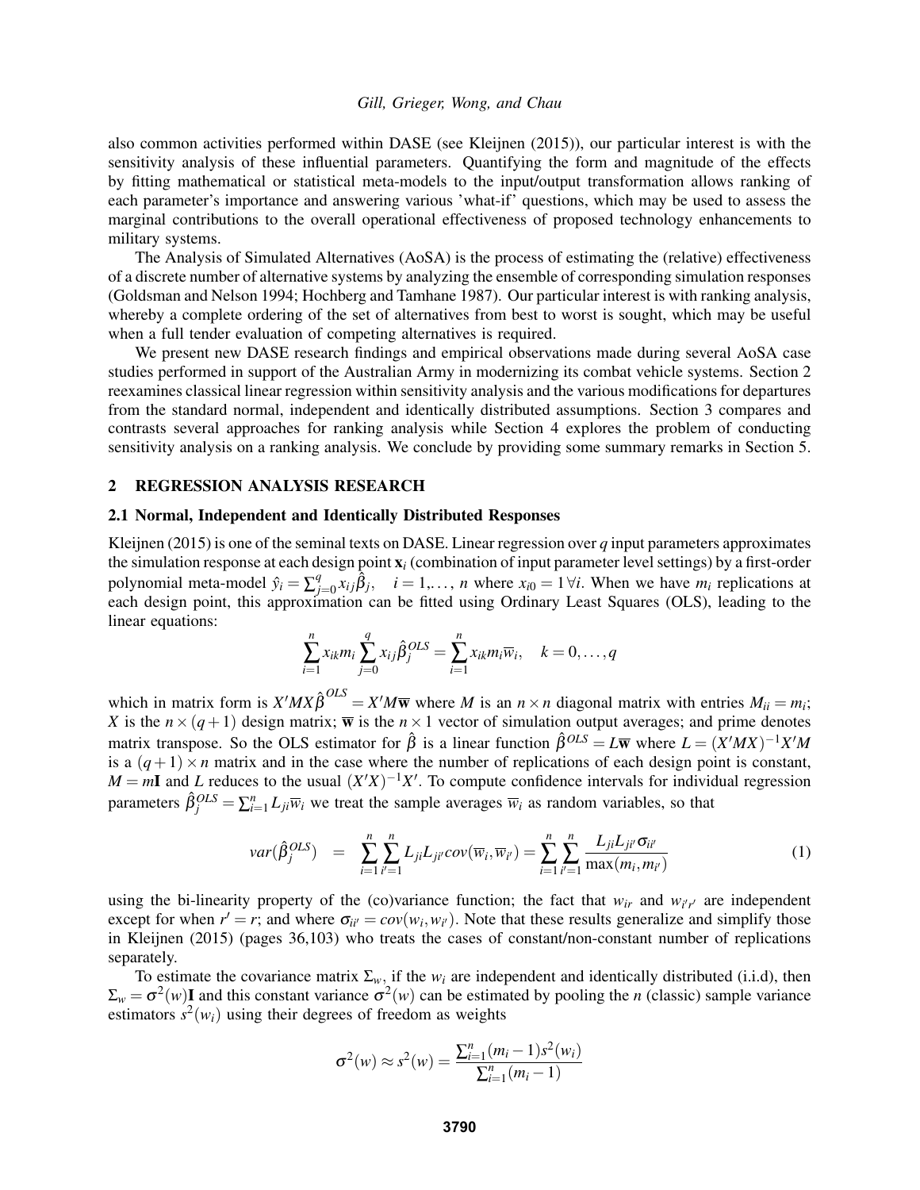also common activities performed within DASE (see Kleijnen (2015)), our particular interest is with the sensitivity analysis of these influential parameters. Quantifying the form and magnitude of the effects by fitting mathematical or statistical meta-models to the input/output transformation allows ranking of each parameter's importance and answering various 'what-if' questions, which may be used to assess the marginal contributions to the overall operational effectiveness of proposed technology enhancements to military systems.

The Analysis of Simulated Alternatives (AoSA) is the process of estimating the (relative) effectiveness of a discrete number of alternative systems by analyzing the ensemble of corresponding simulation responses (Goldsman and Nelson 1994; Hochberg and Tamhane 1987). Our particular interest is with ranking analysis, whereby a complete ordering of the set of alternatives from best to worst is sought, which may be useful when a full tender evaluation of competing alternatives is required.

We present new DASE research findings and empirical observations made during several AoSA case studies performed in support of the Australian Army in modernizing its combat vehicle systems. Section 2 reexamines classical linear regression within sensitivity analysis and the various modifications for departures from the standard normal, independent and identically distributed assumptions. Section 3 compares and contrasts several approaches for ranking analysis while Section 4 explores the problem of conducting sensitivity analysis on a ranking analysis. We conclude by providing some summary remarks in Section 5.

## 2 REGRESSION ANALYSIS RESEARCH

### 2.1 Normal, Independent and Identically Distributed Responses

Kleijnen (2015) is one of the seminal texts on DASE. Linear regression over $q$ input parameters approximates the simulation response at each design point $\mathbf{x}_i$ (combination of input parameter level settings) by a first-order polynomial meta-model $\hat{y}_i = \sum_{j=0}^{q} x_{ij}\hat{\beta}_j, \quad i = 1,\ldots, n$ where $x_{i0} = 1\,\forall i$. When we have $m_i$ replications at each design point, this approximation can be fitted using Ordinary Least Squares (OLS), leading to the linear equations:

$$\sum_{i=1}^{n} x_{ik} m_i \sum_{j=0}^{q} x_{ij}\hat{\beta}_j^{OLS} = \sum_{i=1}^{n} x_{ik} m_i \overline{w}_i, \quad k = 0,\ldots,q$$

which in matrix form is $X'MX\hat{\beta}^{OLS} = X'M\overline{\mathbf{w}}$ where $M$ is an $n\times n$ diagonal matrix with entries $M_{ii} = m_i$; $X$ is the $n\times(q+1)$ design matrix; $\overline{\mathbf{w}}$ is the $n\times 1$ vector of simulation output averages; and prime denotes matrix transpose. So the OLS estimator for $\hat{\beta}$ is a linear function $\hat{\beta}^{OLS} = L\overline{\mathbf{w}}$ where $L = (X'MX)^{-1}X'M$ is a $(q+1)\times n$ matrix and in the case where the number of replications of each design point is constant, $M = m\mathbf{I}$ and $L$ reduces to the usual $(X'X)^{-1}X'$. To compute confidence intervals for individual regression parameters $\hat{\beta}_j^{OLS} = \sum_{i=1}^{n} L_{ji}\overline{w}_i$ we treat the sample averages $\overline{w}_i$ as random variables, so that

$$var(\hat{\beta}_j^{OLS}) \;=\; \sum_{i=1}^{n}\sum_{i'=1}^{n} L_{ji}L_{ji'}cov(\overline{w}_i,\overline{w}_{i'}) = \sum_{i=1}^{n}\sum_{i'=1}^{n} \frac{L_{ji}L_{ji'}\sigma_{ii'}}{\max(m_i,m_{i'})} \tag{1}$$

using the bi-linearity property of the (co)variance function; the fact that $w_{ir}$ and $w_{i'r'}$ are independent except for when $r' = r$; and where $\sigma_{ii'} = cov(w_i, w_{i'})$. Note that these results generalize and simplify those in Kleijnen (2015) (pages 36,103) who treats the cases of constant/non-constant number of replications separately.

To estimate the covariance matrix $\Sigma_w$, if the $w_i$ are independent and identically distributed (i.i.d), then $\Sigma_w = \sigma^2(w)\mathbf{I}$ and this constant variance $\sigma^2(w)$ can be estimated by pooling the $n$ (classic) sample variance estimators $s^2(w_i)$ using their degrees of freedom as weights

$$\sigma^2(w) \approx s^2(w) = \frac{\sum_{i=1}^{n}(m_i - 1)s^2(w_i)}{\sum_{i=1}^{n}(m_i - 1)}$$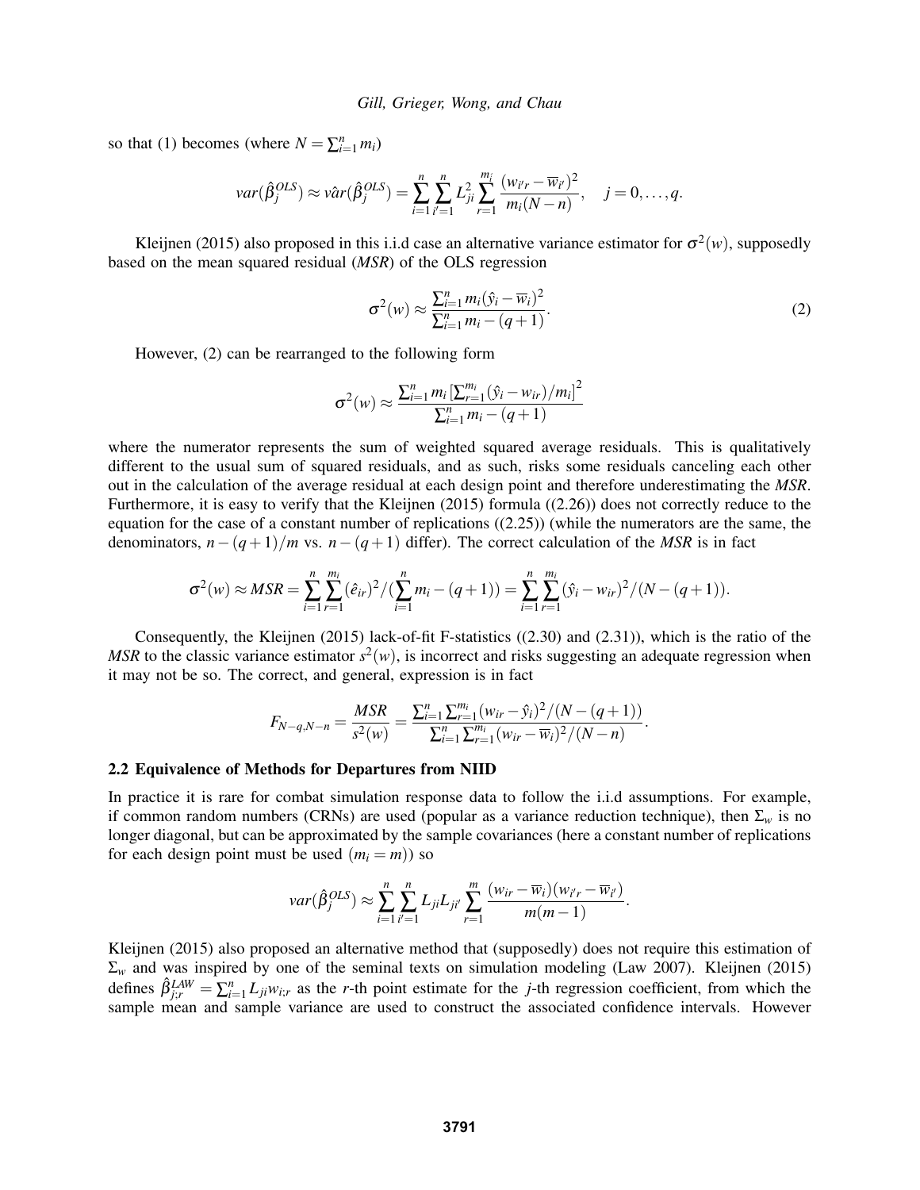so that (1) becomes (where $N = \sum_{i=1}^{n} m_i$)

$$var(\hat{\beta}_j^{OLS}) \approx v\hat{a}r(\hat{\beta}_j^{OLS}) = \sum_{i=1}^{n}\sum_{i'=1}^{n} L_{ji}^2 \sum_{r=1}^{m_i} \frac{(w_{i'r} - \overline{w}_{i'})^2}{m_i(N-n)}, \quad j = 0,\ldots,q.$$

Kleijnen (2015) also proposed in this i.i.d case an alternative variance estimator for $\sigma^2(w)$, supposedly based on the mean squared residual (*MSR*) of the OLS regression

$$\sigma^2(w) \approx \frac{\sum_{i=1}^{n} m_i (\hat{y}_i - \overline{w}_i)^2}{\sum_{i=1}^{n} m_i - (q+1)}. \tag{2}$$

However, (2) can be rearranged to the following form

$$\sigma^2(w) \approx \frac{\sum_{i=1}^{n} m_i \left[\sum_{r=1}^{m_i} (\hat{y}_i - w_{ir})/m_i\right]^2}{\sum_{i=1}^{n} m_i - (q+1)}$$

where the numerator represents the sum of weighted squared average residuals. This is qualitatively different to the usual sum of squared residuals, and as such, risks some residuals canceling each other out in the calculation of the average residual at each design point and therefore underestimating the *MSR*. Furthermore, it is easy to verify that the Kleijnen (2015) formula ((2.26)) does not correctly reduce to the equation for the case of a constant number of replications ((2.25)) (while the numerators are the same, the denominators, $n-(q+1)/m$ vs. $n-(q+1)$ differ). The correct calculation of the *MSR* is in fact

$$\sigma^2(w) \approx MSR = \sum_{i=1}^{n}\sum_{r=1}^{m_i} (\hat{e}_{ir})^2 / (\sum_{i=1}^{n} m_i - (q+1)) = \sum_{i=1}^{n}\sum_{r=1}^{m_i} (\hat{y}_i - w_{ir})^2 / (N-(q+1)).$$

Consequently, the Kleijnen (2015) lack-of-fit F-statistics ((2.30) and (2.31)), which is the ratio of the *MSR* to the classic variance estimator $s^2(w)$, is incorrect and risks suggesting an adequate regression when it may not be so. The correct, and general, expression is in fact

$$F_{N-q,N-n} = \frac{MSR}{s^2(w)} = \frac{\sum_{i=1}^{n}\sum_{r=1}^{m_i} (w_{ir} - \hat{y}_i)^2 / (N-(q+1))}{\sum_{i=1}^{n}\sum_{r=1}^{m_i} (w_{ir} - \overline{w}_i)^2 / (N-n)}.$$

### 2.2 Equivalence of Methods for Departures from NIID

In practice it is rare for combat simulation response data to follow the i.i.d assumptions. For example, if common random numbers (CRNs) are used (popular as a variance reduction technique), then $\Sigma_w$ is no longer diagonal, but can be approximated by the sample covariances (here a constant number of replications for each design point must be used ($m_i = m$)) so

$$var(\hat{\beta}_j^{OLS}) \approx \sum_{i=1}^{n}\sum_{i'=1}^{n} L_{ji} L_{ji'} \sum_{r=1}^{m} \frac{(w_{ir} - \overline{w}_i)(w_{i'r} - \overline{w}_{i'})}{m(m-1)}.$$

Kleijnen (2015) also proposed an alternative method that (supposedly) does not require this estimation of $\Sigma_w$ and was inspired by one of the seminal texts on simulation modeling (Law 2007). Kleijnen (2015) defines $\hat{\beta}_{j;r}^{LAW} = \sum_{i=1}^{n} L_{ji} w_{i;r}$ as the $r$-th point estimate for the $j$-th regression coefficient, from which the sample mean and sample variance are used to construct the associated confidence intervals. However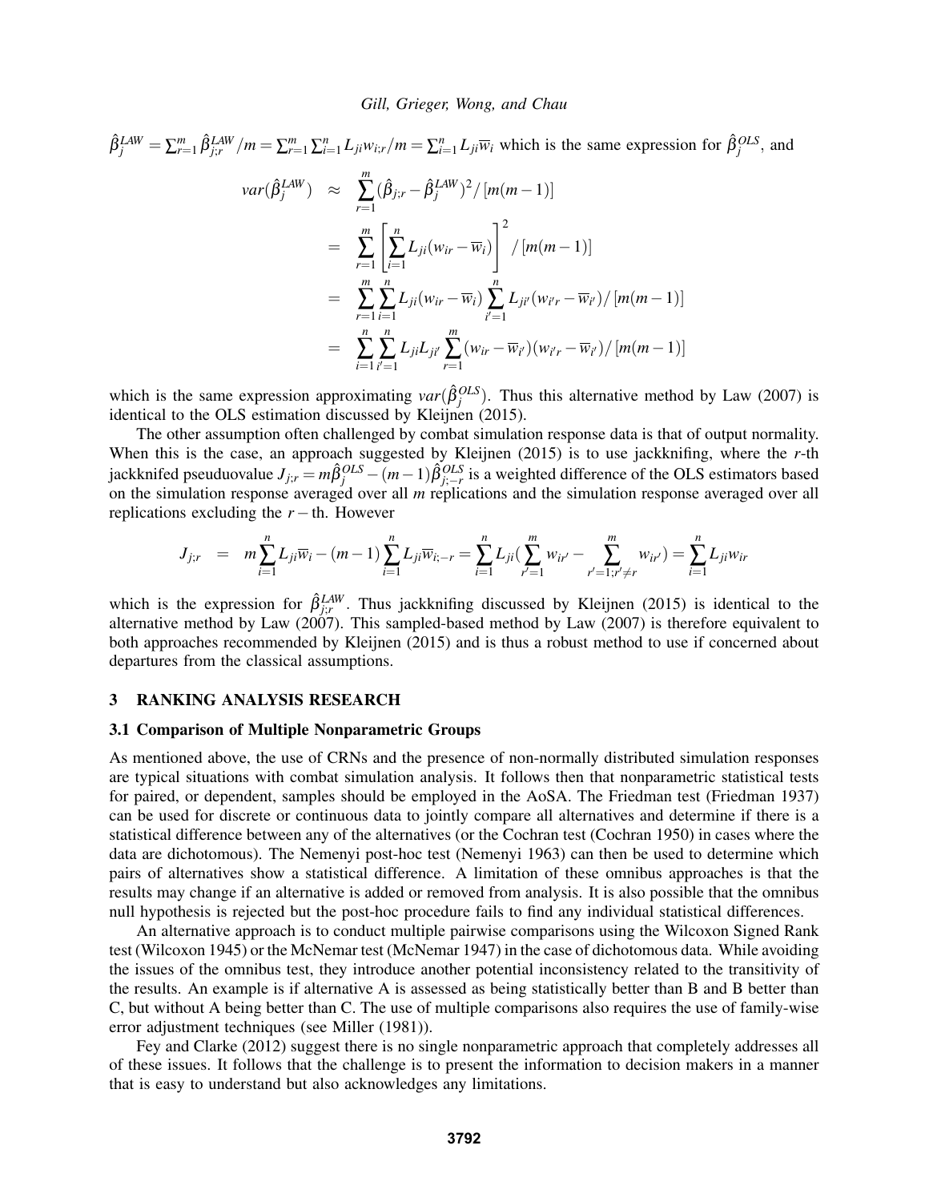$\hat{\beta}_j^{LAW} = \sum_{r=1}^{m} \hat{\beta}_{j;r}^{LAW}/m = \sum_{r=1}^{m}\sum_{i=1}^{n} L_{ji} w_{i;r}/m = \sum_{i=1}^{n} L_{ji}\overline{w}_i$ which is the same expression for $\hat{\beta}_j^{OLS}$, and

$$
\begin{aligned}
var(\hat{\beta}_j^{LAW}) &\approx \sum_{r=1}^{m} (\hat{\beta}_{j;r} - \hat{\beta}_j^{LAW})^2 / [m(m-1)] \\
&= \sum_{r=1}^{m} \left[ \sum_{i=1}^{n} L_{ji}(w_{ir} - \overline{w}_i) \right]^2 / [m(m-1)] \\
&= \sum_{r=1}^{m} \sum_{i=1}^{n} L_{ji}(w_{ir} - \overline{w}_i) \sum_{i'=1}^{n} L_{ji'}(w_{i'r} - \overline{w}_{i'}) / [m(m-1)] \\
&= \sum_{i=1}^{n} \sum_{i'=1}^{n} L_{ji} L_{ji'} \sum_{r=1}^{m} (w_{ir} - \overline{w}_{i'})(w_{i'r} - \overline{w}_{i'}) / [m(m-1)]
\end{aligned}
$$

which is the same expression approximating $var(\hat{\beta}_j^{OLS})$. Thus this alternative method by Law (2007) is identical to the OLS estimation discussed by Kleijnen (2015).

The other assumption often challenged by combat simulation response data is that of output normality. When this is the case, an approach suggested by Kleijnen (2015) is to use jackknifing, where the $r$-th jackknifed pseuduovalue $J_{j;r} = m\hat{\beta}_j^{OLS} - (m-1)\hat{\beta}_{j;-r}^{OLS}$ is a weighted difference of the OLS estimators based on the simulation response averaged over all $m$ replications and the simulation response averaged over all replications excluding the $r-$th. However

$$
J_{j;r} = m\sum_{i=1}^{n} L_{ji}\overline{w}_i - (m-1)\sum_{i=1}^{n} L_{ji}\overline{w}_{i;-r} = \sum_{i=1}^{n} L_{ji}(\sum_{r'=1}^{m} w_{ir'} - \sum_{r'=1;r'\neq r}^{m} w_{ir'}) = \sum_{i=1}^{n} L_{ji} w_{ir}
$$

which is the expression for $\hat{\beta}_{j;r}^{LAW}$. Thus jackknifing discussed by Kleijnen (2015) is identical to the alternative method by Law (2007). This sampled-based method by Law (2007) is therefore equivalent to both approaches recommended by Kleijnen (2015) and is thus a robust method to use if concerned about departures from the classical assumptions.

## 3 RANKING ANALYSIS RESEARCH

### 3.1 Comparison of Multiple Nonparametric Groups

As mentioned above, the use of CRNs and the presence of non-normally distributed simulation responses are typical situations with combat simulation analysis. It follows then that nonparametric statistical tests for paired, or dependent, samples should be employed in the AoSA. The Friedman test (Friedman 1937) can be used for discrete or continuous data to jointly compare all alternatives and determine if there is a statistical difference between any of the alternatives (or the Cochran test (Cochran 1950) in cases where the data are dichotomous). The Nemenyi post-hoc test (Nemenyi 1963) can then be used to determine which pairs of alternatives show a statistical difference. A limitation of these omnibus approaches is that the results may change if an alternative is added or removed from analysis. It is also possible that the omnibus null hypothesis is rejected but the post-hoc procedure fails to find any individual statistical differences.

An alternative approach is to conduct multiple pairwise comparisons using the Wilcoxon Signed Rank test (Wilcoxon 1945) or the McNemar test (McNemar 1947) in the case of dichotomous data. While avoiding the issues of the omnibus test, they introduce another potential inconsistency related to the transitivity of the results. An example is if alternative A is assessed as being statistically better than B and B better than C, but without A being better than C. The use of multiple comparisons also requires the use of family-wise error adjustment techniques (see Miller (1981)).

Fey and Clarke (2012) suggest there is no single nonparametric approach that completely addresses all of these issues. It follows that the challenge is to present the information to decision makers in a manner that is easy to understand but also acknowledges any limitations.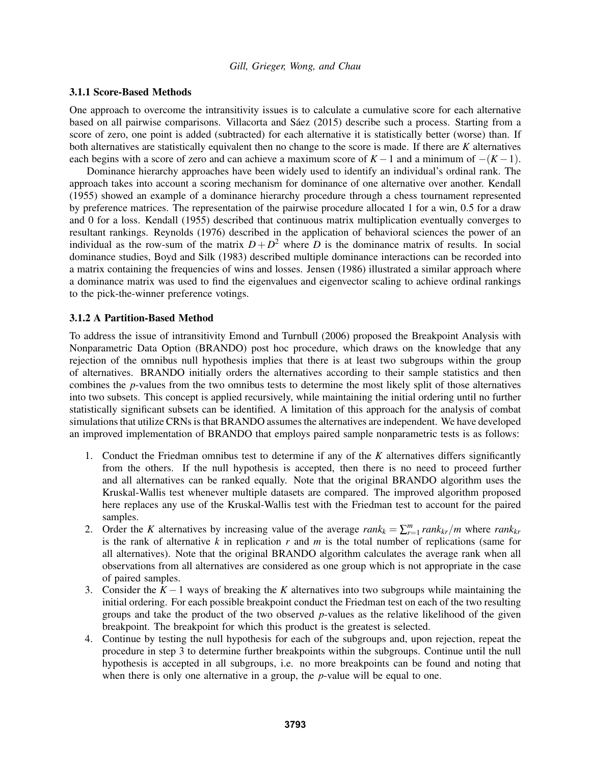### 3.1.1 Score-Based Methods

One approach to overcome the intransitivity issues is to calculate a cumulative score for each alternative based on all pairwise comparisons. Villacorta and Sáez (2015) describe such a process. Starting from a score of zero, one point is added (subtracted) for each alternative it is statistically better (worse) than. If both alternatives are statistically equivalent then no change to the score is made. If there are $K$ alternatives each begins with a score of zero and can achieve a maximum score of $K-1$ and a minimum of $-(K-1)$.

Dominance hierarchy approaches have been widely used to identify an individual's ordinal rank. The approach takes into account a scoring mechanism for dominance of one alternative over another. Kendall (1955) showed an example of a dominance hierarchy procedure through a chess tournament represented by preference matrices. The representation of the pairwise procedure allocated 1 for a win, 0.5 for a draw and 0 for a loss. Kendall (1955) described that continuous matrix multiplication eventually converges to resultant rankings. Reynolds (1976) described in the application of behavioral sciences the power of an individual as the row-sum of the matrix $D+D^2$ where $D$ is the dominance matrix of results. In social dominance studies, Boyd and Silk (1983) described multiple dominance interactions can be recorded into a matrix containing the frequencies of wins and losses. Jensen (1986) illustrated a similar approach where a dominance matrix was used to find the eigenvalues and eigenvector scaling to achieve ordinal rankings to the pick-the-winner preference votings.

### 3.1.2 A Partition-Based Method

To address the issue of intransitivity Emond and Turnbull (2006) proposed the Breakpoint Analysis with Nonparametric Data Option (BRANDO) post hoc procedure, which draws on the knowledge that any rejection of the omnibus null hypothesis implies that there is at least two subgroups within the group of alternatives. BRANDO initially orders the alternatives according to their sample statistics and then combines the $p$-values from the two omnibus tests to determine the most likely split of those alternatives into two subsets. This concept is applied recursively, while maintaining the initial ordering until no further statistically significant subsets can be identified. A limitation of this approach for the analysis of combat simulations that utilize CRNs is that BRANDO assumes the alternatives are independent. We have developed an improved implementation of BRANDO that employs paired sample nonparametric tests is as follows:

1. Conduct the Friedman omnibus test to determine if any of the $K$ alternatives differs significantly from the others. If the null hypothesis is accepted, then there is no need to proceed further and all alternatives can be ranked equally. Note that the original BRANDO algorithm uses the Kruskal-Wallis test whenever multiple datasets are compared. The improved algorithm proposed here replaces any use of the Kruskal-Wallis test with the Friedman test to account for the paired samples.
2. Order the $K$ alternatives by increasing value of the average $rank_k = \sum_{r=1}^{m} rank_{kr}/m$ where $rank_{kr}$ is the rank of alternative $k$ in replication $r$ and $m$ is the total number of replications (same for all alternatives). Note that the original BRANDO algorithm calculates the average rank when all observations from all alternatives are considered as one group which is not appropriate in the case of paired samples.
3. Consider the $K-1$ ways of breaking the $K$ alternatives into two subgroups while maintaining the initial ordering. For each possible breakpoint conduct the Friedman test on each of the two resulting groups and take the product of the two observed $p$-values as the relative likelihood of the given breakpoint. The breakpoint for which this product is the greatest is selected.
4. Continue by testing the null hypothesis for each of the subgroups and, upon rejection, repeat the procedure in step 3 to determine further breakpoints within the subgroups. Continue until the null hypothesis is accepted in all subgroups, i.e. no more breakpoints can be found and noting that when there is only one alternative in a group, the $p$-value will be equal to one.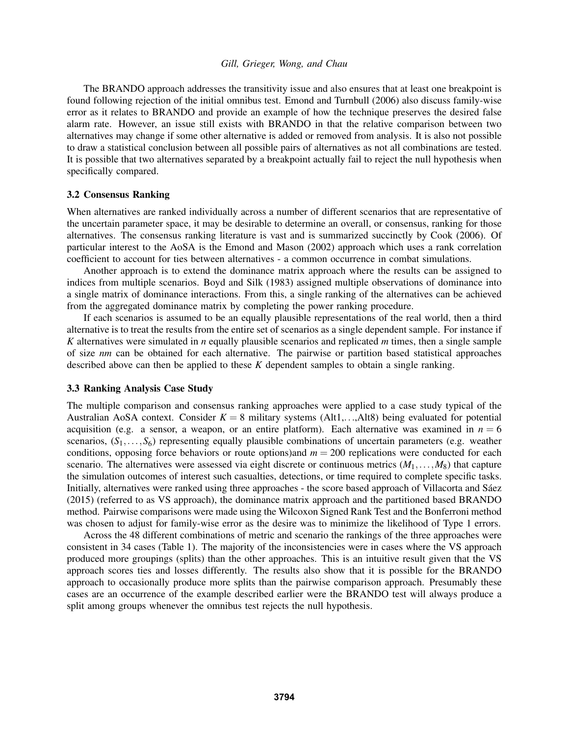The BRANDO approach addresses the transitivity issue and also ensures that at least one breakpoint is found following rejection of the initial omnibus test. Emond and Turnbull (2006) also discuss family-wise error as it relates to BRANDO and provide an example of how the technique preserves the desired false alarm rate. However, an issue still exists with BRANDO in that the relative comparison between two alternatives may change if some other alternative is added or removed from analysis. It is also not possible to draw a statistical conclusion between all possible pairs of alternatives as not all combinations are tested. It is possible that two alternatives separated by a breakpoint actually fail to reject the null hypothesis when specifically compared.

### 3.2 Consensus Ranking

When alternatives are ranked individually across a number of different scenarios that are representative of the uncertain parameter space, it may be desirable to determine an overall, or consensus, ranking for those alternatives. The consensus ranking literature is vast and is summarized succinctly by Cook (2006). Of particular interest to the AoSA is the Emond and Mason (2002) approach which uses a rank correlation coefficient to account for ties between alternatives - a common occurrence in combat simulations.

Another approach is to extend the dominance matrix approach where the results can be assigned to indices from multiple scenarios. Boyd and Silk (1983) assigned multiple observations of dominance into a single matrix of dominance interactions. From this, a single ranking of the alternatives can be achieved from the aggregated dominance matrix by completing the power ranking procedure.

If each scenarios is assumed to be an equally plausible representations of the real world, then a third alternative is to treat the results from the entire set of scenarios as a single dependent sample. For instance if $K$ alternatives were simulated in $n$ equally plausible scenarios and replicated $m$ times, then a single sample of size $nm$ can be obtained for each alternative. The pairwise or partition based statistical approaches described above can then be applied to these $K$ dependent samples to obtain a single ranking.

### 3.3 Ranking Analysis Case Study

The multiple comparison and consensus ranking approaches were applied to a case study typical of the Australian AoSA context. Consider $K = 8$ military systems (Alt1,…,Alt8) being evaluated for potential acquisition (e.g. a sensor, a weapon, or an entire platform). Each alternative was examined in $n = 6$ scenarios, $(S_1, \ldots, S_6)$ representing equally plausible combinations of uncertain parameters (e.g. weather conditions, opposing force behaviors or route options)and $m = 200$ replications were conducted for each scenario. The alternatives were assessed via eight discrete or continuous metrics $(M_1, \ldots, M_8)$ that capture the simulation outcomes of interest such casualties, detections, or time required to complete specific tasks. Initially, alternatives were ranked using three approaches - the score based approach of Villacorta and Sáez (2015) (referred to as VS approach), the dominance matrix approach and the partitioned based BRANDO method. Pairwise comparisons were made using the Wilcoxon Signed Rank Test and the Bonferroni method was chosen to adjust for family-wise error as the desire was to minimize the likelihood of Type 1 errors.

Across the 48 different combinations of metric and scenario the rankings of the three approaches were consistent in 34 cases (Table 1). The majority of the inconsistencies were in cases where the VS approach produced more groupings (splits) than the other approaches. This is an intuitive result given that the VS approach scores ties and losses differently. The results also show that it is possible for the BRANDO approach to occasionally produce more splits than the pairwise comparison approach. Presumably these cases are an occurrence of the example described earlier were the BRANDO test will always produce a split among groups whenever the omnibus test rejects the null hypothesis.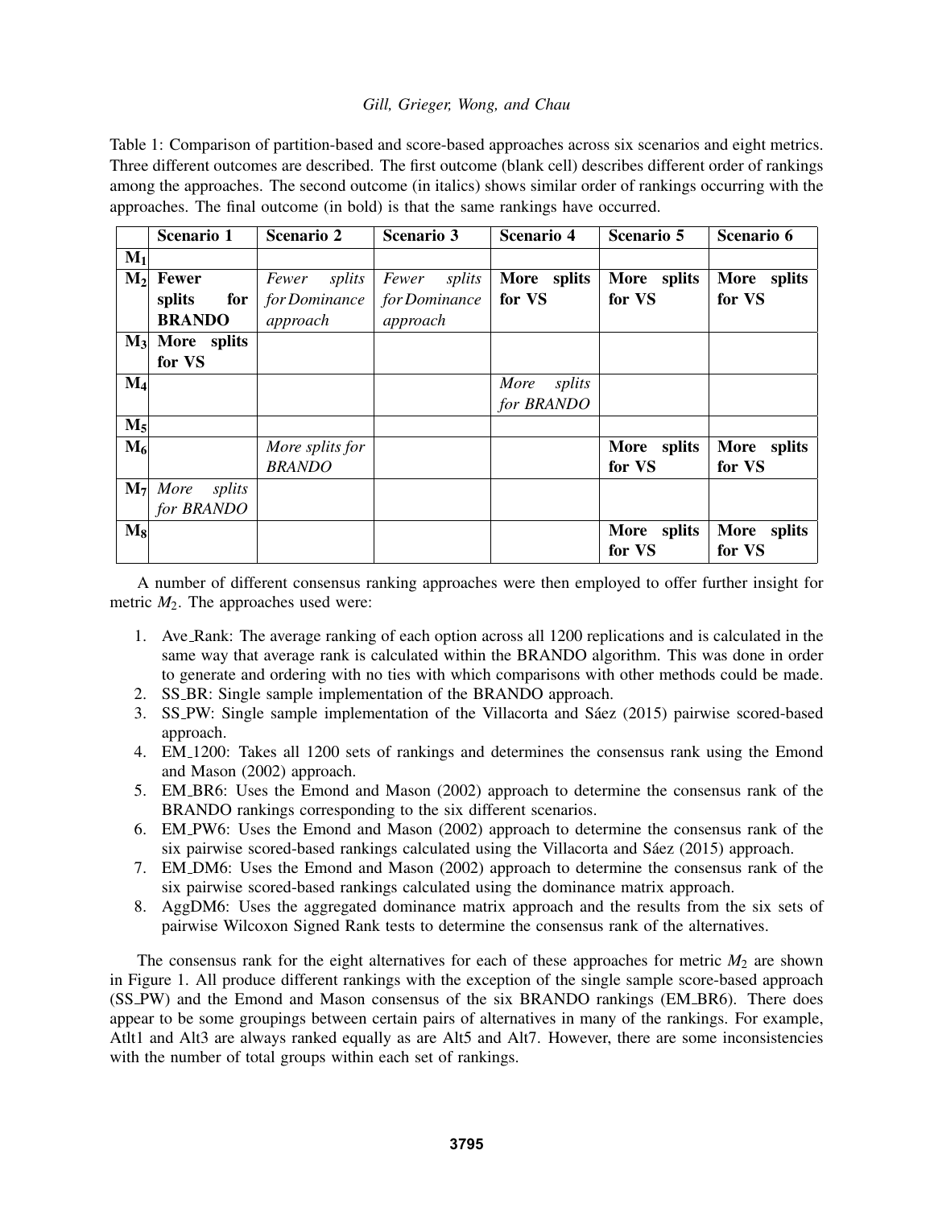Table 1: Comparison of partition-based and score-based approaches across six scenarios and eight metrics. Three different outcomes are described. The first outcome (blank cell) describes different order of rankings among the approaches. The second outcome (in italics) shows similar order of rankings occurring with the approaches. The final outcome (in bold) is that the same rankings have occurred.

| | Scenario 1 | Scenario 2 | Scenario 3 | Scenario 4 | Scenario 5 | Scenario 6 |
|---|---|---|---|---|---|---|
| $\mathbf{M_1}$ | | | | | | |
| $\mathbf{M_2}$ | **Fewer splits for BRANDO** | *Fewer splits for Dominance approach* | *Fewer splits for Dominance approach* | **More splits for VS** | **More splits for VS** | **More splits for VS** |
| $\mathbf{M_3}$ | **More splits for VS** | | | | | |
| $\mathbf{M_4}$ | | | | *More splits for BRANDO* | | |
| $\mathbf{M_5}$ | | | | | | |
| $\mathbf{M_6}$ | | *More splits for BRANDO* | | | **More splits for VS** | **More splits for VS** |
| $\mathbf{M_7}$ | *More splits for BRANDO* | | | | | |
| $\mathbf{M_8}$ | | | | | **More splits for VS** | **More splits for VS** |

A number of different consensus ranking approaches were then employed to offer further insight for metric $M_2$. The approaches used were:

1. Ave_Rank: The average ranking of each option across all 1200 replications and is calculated in the same way that average rank is calculated within the BRANDO algorithm. This was done in order to generate and ordering with no ties with which comparisons with other methods could be made.
2. SS_BR: Single sample implementation of the BRANDO approach.
3. SS_PW: Single sample implementation of the Villacorta and Sáez (2015) pairwise scored-based approach.
4. EM_1200: Takes all 1200 sets of rankings and determines the consensus rank using the Emond and Mason (2002) approach.
5. EM_BR6: Uses the Emond and Mason (2002) approach to determine the consensus rank of the BRANDO rankings corresponding to the six different scenarios.
6. EM_PW6: Uses the Emond and Mason (2002) approach to determine the consensus rank of the six pairwise scored-based rankings calculated using the Villacorta and Sáez (2015) approach.
7. EM_DM6: Uses the Emond and Mason (2002) approach to determine the consensus rank of the six pairwise scored-based rankings calculated using the dominance matrix approach.
8. AggDM6: Uses the aggregated dominance matrix approach and the results from the six sets of pairwise Wilcoxon Signed Rank tests to determine the consensus rank of the alternatives.

The consensus rank for the eight alternatives for each of these approaches for metric $M_2$ are shown in Figure 1. All produce different rankings with the exception of the single sample score-based approach (SS_PW) and the Emond and Mason consensus of the six BRANDO rankings (EM_BR6). There does appear to be some groupings between certain pairs of alternatives in many of the rankings. For example, Atlt1 and Alt3 are always ranked equally as are Alt5 and Alt7. However, there are some inconsistencies with the number of total groups within each set of rankings.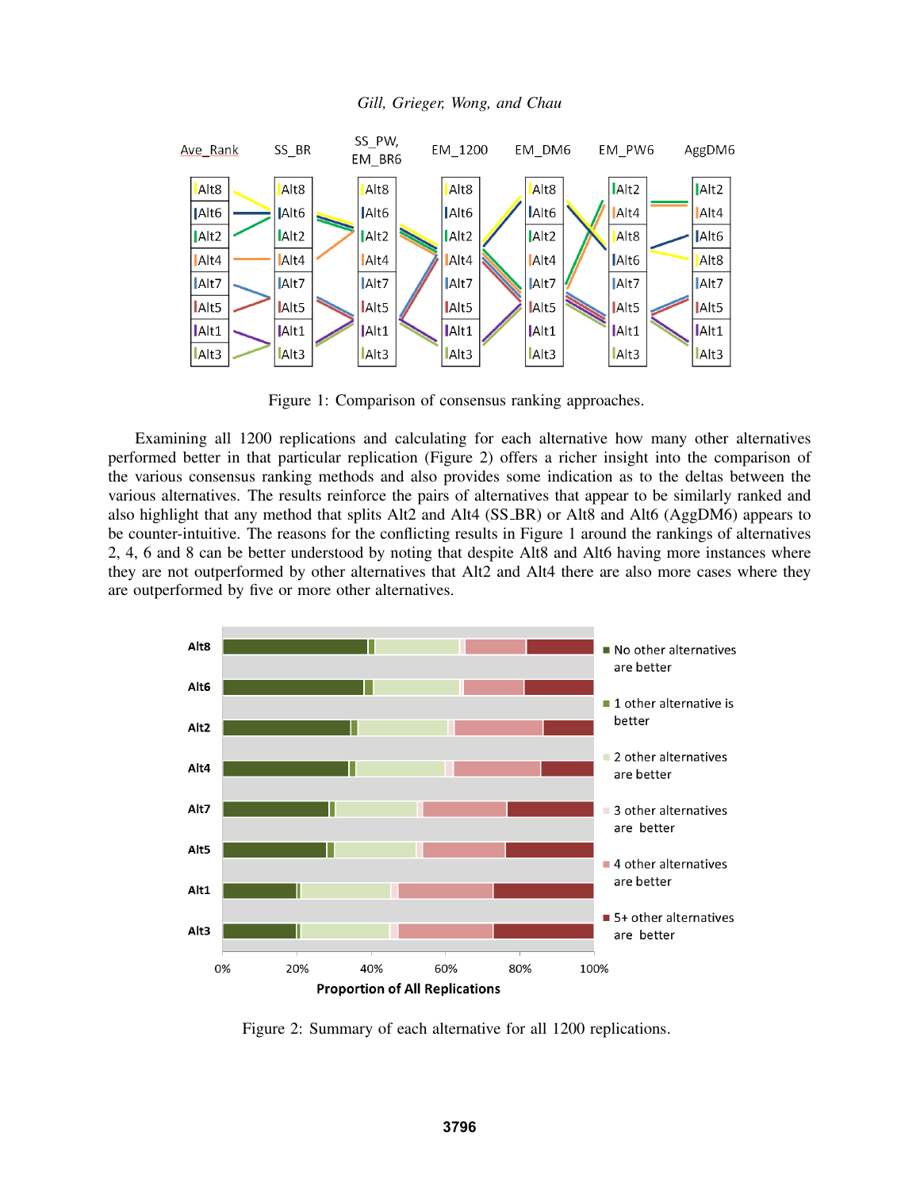Figure 1: Comparison of consensus ranking approaches.

Examining all 1200 replications and calculating for each alternative how many other alternatives performed better in that particular replication (Figure 2) offers a richer insight into the comparison of the various consensus ranking methods and also provides some indication as to the deltas between the various alternatives. The results reinforce the pairs of alternatives that appear to be similarly ranked and also highlight that any method that splits Alt2 and Alt4 (SS_BR) or Alt8 and Alt6 (AggDM6) appears to be counter-intuitive. The reasons for the conflicting results in Figure 1 around the rankings of alternatives 2, 4, 6 and 8 can be better understood by noting that despite Alt8 and Alt6 having more instances where they are not outperformed by other alternatives that Alt2 and Alt4 there are also more cases where they are outperformed by five or more other alternatives.

Figure 2: Summary of each alternative for all 1200 replications.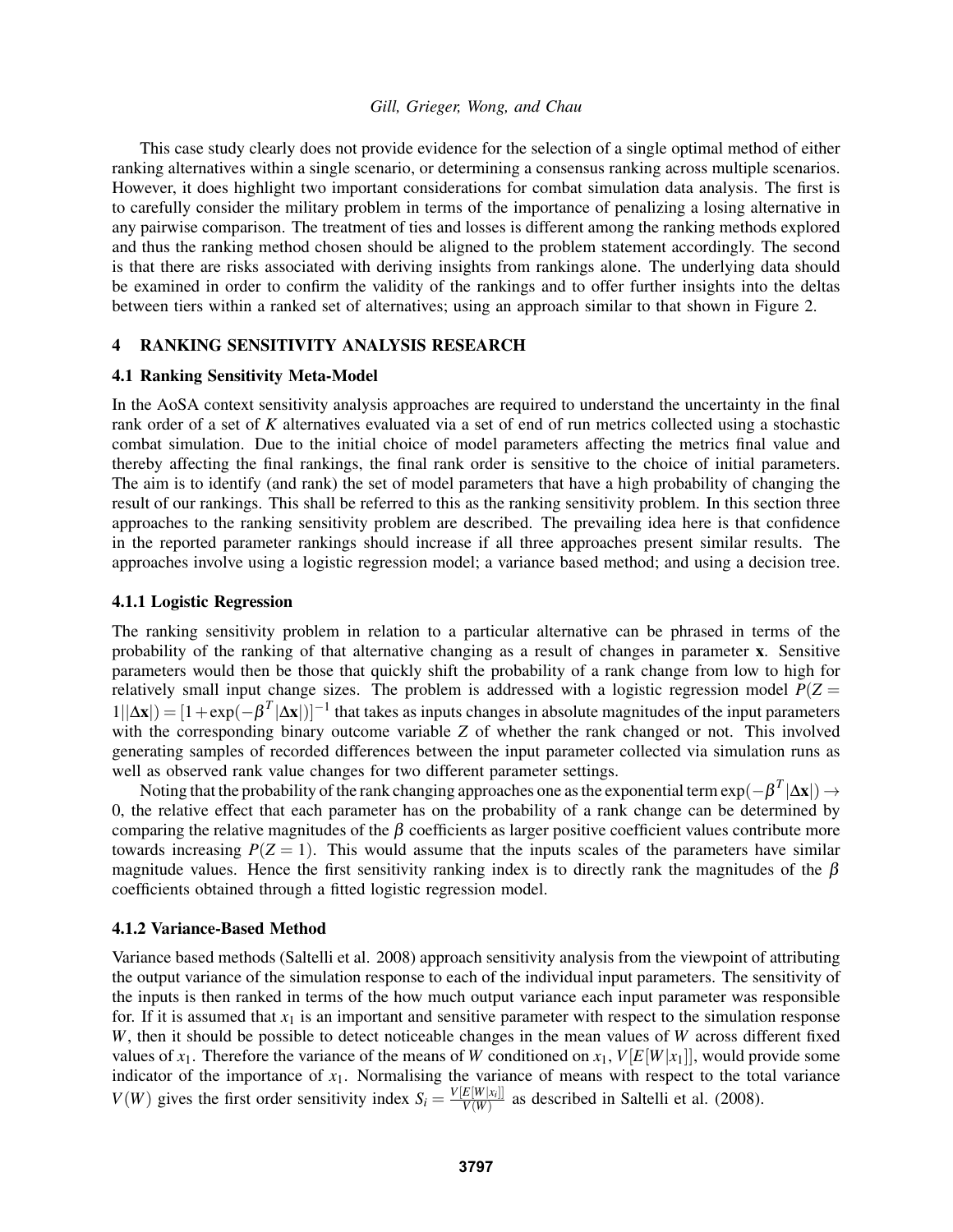This case study clearly does not provide evidence for the selection of a single optimal method of either ranking alternatives within a single scenario, or determining a consensus ranking across multiple scenarios. However, it does highlight two important considerations for combat simulation data analysis. The first is to carefully consider the military problem in terms of the importance of penalizing a losing alternative in any pairwise comparison. The treatment of ties and losses is different among the ranking methods explored and thus the ranking method chosen should be aligned to the problem statement accordingly. The second is that there are risks associated with deriving insights from rankings alone. The underlying data should be examined in order to confirm the validity of the rankings and to offer further insights into the deltas between tiers within a ranked set of alternatives; using an approach similar to that shown in Figure 2.

## 4 RANKING SENSITIVITY ANALYSIS RESEARCH

### 4.1 Ranking Sensitivity Meta-Model

In the AoSA context sensitivity analysis approaches are required to understand the uncertainty in the final rank order of a set of $K$ alternatives evaluated via a set of end of run metrics collected using a stochastic combat simulation. Due to the initial choice of model parameters affecting the metrics final value and thereby affecting the final rankings, the final rank order is sensitive to the choice of initial parameters. The aim is to identify (and rank) the set of model parameters that have a high probability of changing the result of our rankings. This shall be referred to this as the ranking sensitivity problem. In this section three approaches to the ranking sensitivity problem are described. The prevailing idea here is that confidence in the reported parameter rankings should increase if all three approaches present similar results. The approaches involve using a logistic regression model; a variance based method; and using a decision tree.

#### 4.1.1 Logistic Regression

The ranking sensitivity problem in relation to a particular alternative can be phrased in terms of the probability of the ranking of that alternative changing as a result of changes in parameter $\mathbf{x}$. Sensitive parameters would then be those that quickly shift the probability of a rank change from low to high for relatively small input change sizes. The problem is addressed with a logistic regression model $P(Z = 1||\Delta\mathbf{x}|) = [1+\exp(-\beta^T|\Delta\mathbf{x}|)]^{-1}$ that takes as inputs changes in absolute magnitudes of the input parameters with the corresponding binary outcome variable $Z$ of whether the rank changed or not. This involved generating samples of recorded differences between the input parameter collected via simulation runs as well as observed rank value changes for two different parameter settings.

Noting that the probability of the rank changing approaches one as the exponential term $\exp(-\beta^T|\Delta\mathbf{x}|) \to 0$, the relative effect that each parameter has on the probability of a rank change can be determined by comparing the relative magnitudes of the $\beta$ coefficients as larger positive coefficient values contribute more towards increasing $P(Z = 1)$. This would assume that the inputs scales of the parameters have similar magnitude values. Hence the first sensitivity ranking index is to directly rank the magnitudes of the $\beta$ coefficients obtained through a fitted logistic regression model.

#### 4.1.2 Variance-Based Method

Variance based methods (Saltelli et al. 2008) approach sensitivity analysis from the viewpoint of attributing the output variance of the simulation response to each of the individual input parameters. The sensitivity of the inputs is then ranked in terms of the how much output variance each input parameter was responsible for. If it is assumed that $x_1$ is an important and sensitive parameter with respect to the simulation response $W$, then it should be possible to detect noticeable changes in the mean values of $W$ across different fixed values of $x_1$. Therefore the variance of the means of $W$ conditioned on $x_1$, $V[E[W|x_1]]$, would provide some indicator of the importance of $x_1$. Normalising the variance of means with respect to the total variance $V(W)$ gives the first order sensitivity index $S_i = \frac{V[E[W|x_i]]}{V(W)}$ as described in Saltelli et al. (2008).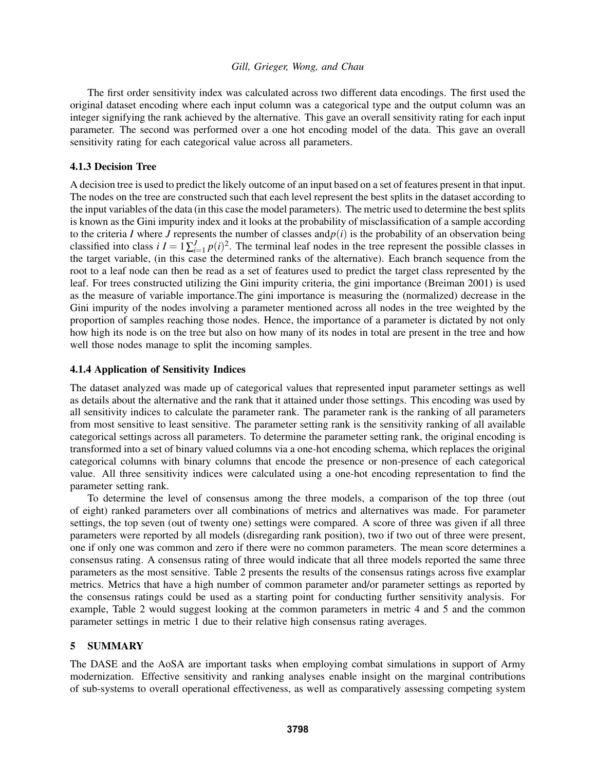The first order sensitivity index was calculated across two different data encodings. The first used the original dataset encoding where each input column was a categorical type and the output column was an integer signifying the rank achieved by the alternative. This gave an overall sensitivity rating for each input parameter. The second was performed over a one hot encoding model of the data. This gave an overall sensitivity rating for each categorical value across all parameters.

### 4.1.3 Decision Tree

A decision tree is used to predict the likely outcome of an input based on a set of features present in that input. The nodes on the tree are constructed such that each level represent the best splits in the dataset according to the input variables of the data (in this case the model parameters). The metric used to determine the best splits is known as the Gini impurity index and it looks at the probability of misclassification of a sample according to the criteria $I$ where $J$ represents the number of classes and $p(i)$ is the probability of an observation being classified into class $i$ $I = 1\sum_{i=1}^{J} p(i)^2$. The terminal leaf nodes in the tree represent the possible classes in the target variable, (in this case the determined ranks of the alternative). Each branch sequence from the root to a leaf node can then be read as a set of features used to predict the target class represented by the leaf. For trees constructed utilizing the Gini impurity criteria, the gini importance (Breiman 2001) is used as the measure of variable importance.The gini importance is measuring the (normalized) decrease in the Gini impurity of the nodes involving a parameter mentioned across all nodes in the tree weighted by the proportion of samples reaching those nodes. Hence, the importance of a parameter is dictated by not only how high its node is on the tree but also on how many of its nodes in total are present in the tree and how well those nodes manage to split the incoming samples.

### 4.1.4 Application of Sensitivity Indices

The dataset analyzed was made up of categorical values that represented input parameter settings as well as details about the alternative and the rank that it attained under those settings. This encoding was used by all sensitivity indices to calculate the parameter rank. The parameter rank is the ranking of all parameters from most sensitive to least sensitive. The parameter setting rank is the sensitivity ranking of all available categorical settings across all parameters. To determine the parameter setting rank, the original encoding is transformed into a set of binary valued columns via a one-hot encoding schema, which replaces the original categorical columns with binary columns that encode the presence or non-presence of each categorical value. All three sensitivity indices were calculated using a one-hot encoding representation to find the parameter setting rank.

To determine the level of consensus among the three models, a comparison of the top three (out of eight) ranked parameters over all combinations of metrics and alternatives was made. For parameter settings, the top seven (out of twenty one) settings were compared. A score of three was given if all three parameters were reported by all models (disregarding rank position), two if two out of three were present, one if only one was common and zero if there were no common parameters. The mean score determines a consensus rating. A consensus rating of three would indicate that all three models reported the same three parameters as the most sensitive. Table 2 presents the results of the consensus ratings across five examplar metrics. Metrics that have a high number of common parameter and/or parameter settings as reported by the consensus ratings could be used as a starting point for conducting further sensitivity analysis. For example, Table 2 would suggest looking at the common parameters in metric 4 and 5 and the common parameter settings in metric 1 due to their relative high consensus rating averages.

## 5 SUMMARY

The DASE and the AoSA are important tasks when employing combat simulations in support of Army modernization. Effective sensitivity and ranking analyses enable insight on the marginal contributions of sub-systems to overall operational effectiveness, as well as comparatively assessing competing system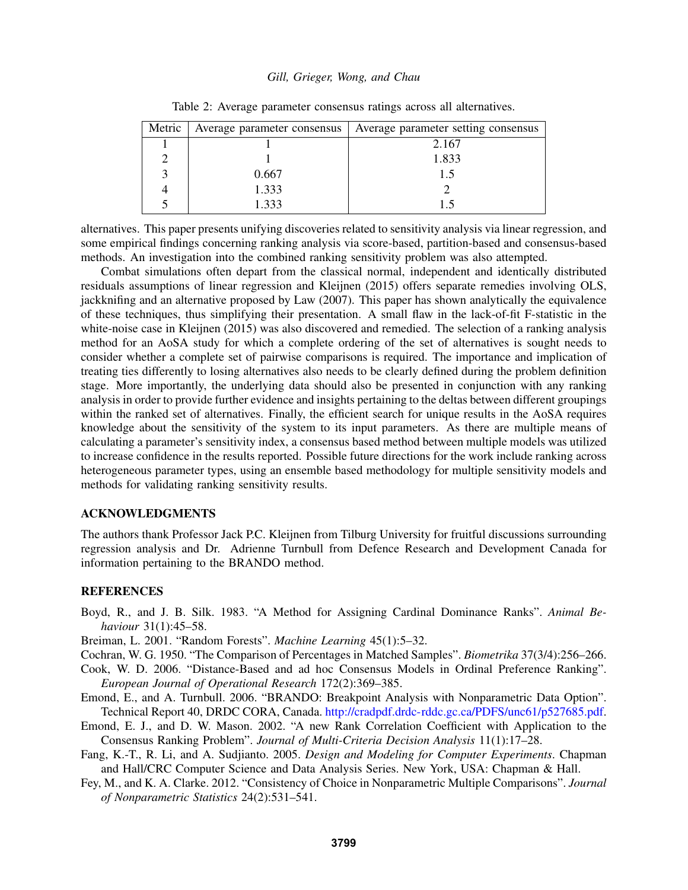Table 2: Average parameter consensus ratings across all alternatives.

| Metric | Average parameter consensus | Average parameter setting consensus |
|---|---|---|
| 1 | 1 | 2.167 |
| 2 | 1 | 1.833 |
| 3 | 0.667 | 1.5 |
| 4 | 1.333 | 2 |
| 5 | 1.333 | 1.5 |

alternatives. This paper presents unifying discoveries related to sensitivity analysis via linear regression, and some empirical findings concerning ranking analysis via score-based, partition-based and consensus-based methods. An investigation into the combined ranking sensitivity problem was also attempted.

Combat simulations often depart from the classical normal, independent and identically distributed residuals assumptions of linear regression and Kleijnen (2015) offers separate remedies involving OLS, jackknifing and an alternative proposed by Law (2007). This paper has shown analytically the equivalence of these techniques, thus simplifying their presentation. A small flaw in the lack-of-fit F-statistic in the white-noise case in Kleijnen (2015) was also discovered and remedied. The selection of a ranking analysis method for an AoSA study for which a complete ordering of the set of alternatives is sought needs to consider whether a complete set of pairwise comparisons is required. The importance and implication of treating ties differently to losing alternatives also needs to be clearly defined during the problem definition stage. More importantly, the underlying data should also be presented in conjunction with any ranking analysis in order to provide further evidence and insights pertaining to the deltas between different groupings within the ranked set of alternatives. Finally, the efficient search for unique results in the AoSA requires knowledge about the sensitivity of the system to its input parameters. As there are multiple means of calculating a parameter's sensitivity index, a consensus based method between multiple models was utilized to increase confidence in the results reported. Possible future directions for the work include ranking across heterogeneous parameter types, using an ensemble based methodology for multiple sensitivity models and methods for validating ranking sensitivity results.

## ACKNOWLEDGMENTS

The authors thank Professor Jack P.C. Kleijnen from Tilburg University for fruitful discussions surrounding regression analysis and Dr. Adrienne Turnbull from Defence Research and Development Canada for information pertaining to the BRANDO method.

## REFERENCES

Boyd, R., and J. B. Silk. 1983. "A Method for Assigning Cardinal Dominance Ranks". *Animal Behaviour* 31(1):45–58.

Breiman, L. 2001. "Random Forests". *Machine Learning* 45(1):5–32.

Cochran, W. G. 1950. "The Comparison of Percentages in Matched Samples". *Biometrika* 37(3/4):256–266.

Cook, W. D. 2006. "Distance-Based and ad hoc Consensus Models in Ordinal Preference Ranking". *European Journal of Operational Research* 172(2):369–385.

Emond, E., and A. Turnbull. 2006. "BRANDO: Breakpoint Analysis with Nonparametric Data Option". Technical Report 40, DRDC CORA, Canada. http://cradpdf.drdc-rddc.gc.ca/PDFS/unc61/p527685.pdf.

Emond, E. J., and D. W. Mason. 2002. "A new Rank Correlation Coefficient with Application to the Consensus Ranking Problem". *Journal of Multi-Criteria Decision Analysis* 11(1):17–28.

Fang, K.-T., R. Li, and A. Sudjianto. 2005. *Design and Modeling for Computer Experiments*. Chapman and Hall/CRC Computer Science and Data Analysis Series. New York, USA: Chapman & Hall.

Fey, M., and K. A. Clarke. 2012. "Consistency of Choice in Nonparametric Multiple Comparisons". *Journal of Nonparametric Statistics* 24(2):531–541.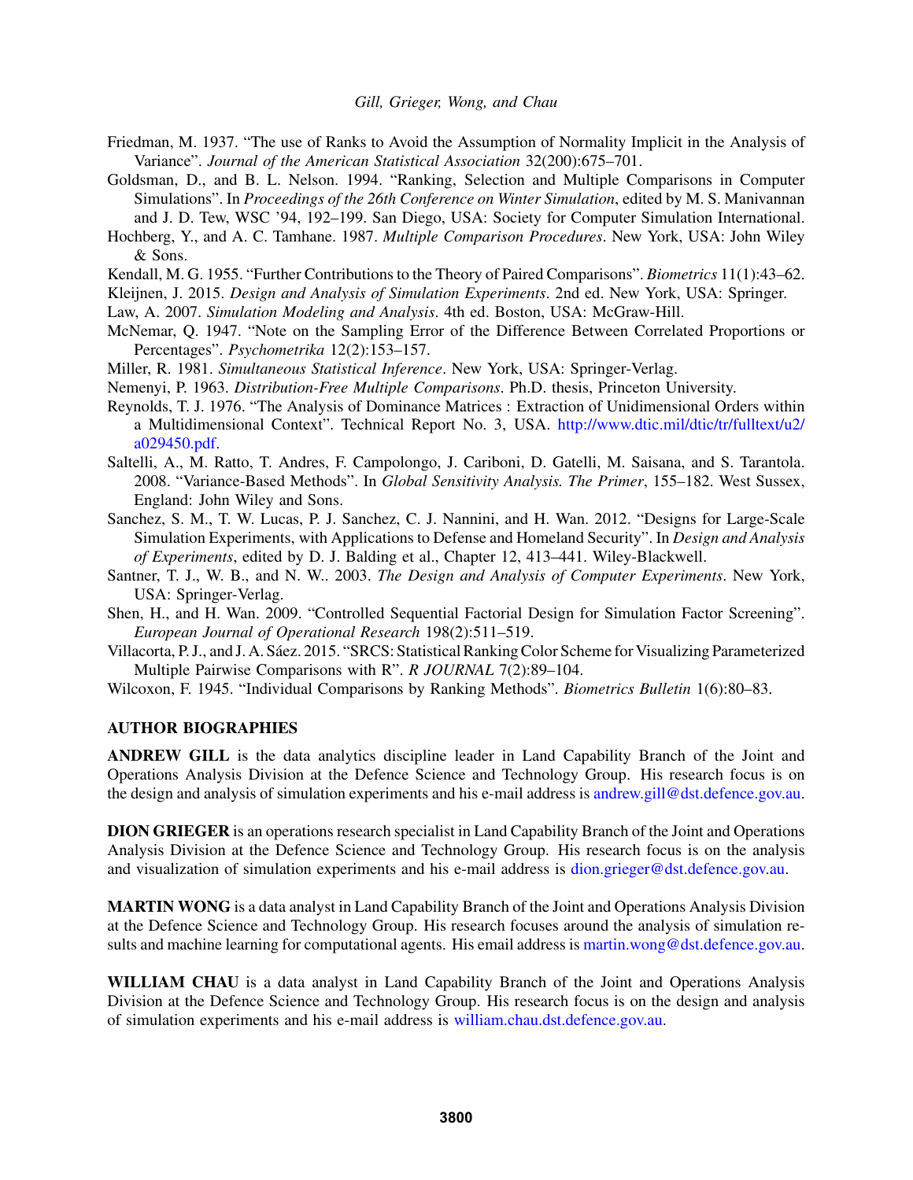Friedman, M. 1937. “The use of Ranks to Avoid the Assumption of Normality Implicit in the Analysis of Variance”. *Journal of the American Statistical Association* 32(200):675–701.

Goldsman, D., and B. L. Nelson. 1994. “Ranking, Selection and Multiple Comparisons in Computer Simulations”. In *Proceedings of the 26th Conference on Winter Simulation*, edited by M. S. Manivannan and J. D. Tew, WSC ’94, 192–199. San Diego, USA: Society for Computer Simulation International.

Hochberg, Y., and A. C. Tamhane. 1987. *Multiple Comparison Procedures*. New York, USA: John Wiley & Sons.

Kendall, M. G. 1955. “Further Contributions to the Theory of Paired Comparisons”. *Biometrics* 11(1):43–62.

Kleijnen, J. 2015. *Design and Analysis of Simulation Experiments*. 2nd ed. New York, USA: Springer.

Law, A. 2007. *Simulation Modeling and Analysis*. 4th ed. Boston, USA: McGraw-Hill.

McNemar, Q. 1947. “Note on the Sampling Error of the Difference Between Correlated Proportions or Percentages”. *Psychometrika* 12(2):153–157.

Miller, R. 1981. *Simultaneous Statistical Inference*. New York, USA: Springer-Verlag.

Nemenyi, P. 1963. *Distribution-Free Multiple Comparisons*. Ph.D. thesis, Princeton University.

Reynolds, T. J. 1976. “The Analysis of Dominance Matrices : Extraction of Unidimensional Orders within a Multidimensional Context”. Technical Report No. 3, USA. http://www.dtic.mil/dtic/tr/fulltext/u2/a029450.pdf.

Saltelli, A., M. Ratto, T. Andres, F. Campolongo, J. Cariboni, D. Gatelli, M. Saisana, and S. Tarantola. 2008. “Variance-Based Methods”. In *Global Sensitivity Analysis. The Primer*, 155–182. West Sussex, England: John Wiley and Sons.

Sanchez, S. M., T. W. Lucas, P. J. Sanchez, C. J. Nannini, and H. Wan. 2012. “Designs for Large-Scale Simulation Experiments, with Applications to Defense and Homeland Security”. In *Design and Analysis of Experiments*, edited by D. J. Balding et al., Chapter 12, 413–441. Wiley-Blackwell.

Santner, T. J., W. B., and N. W.. 2003. *The Design and Analysis of Computer Experiments*. New York, USA: Springer-Verlag.

Shen, H., and H. Wan. 2009. “Controlled Sequential Factorial Design for Simulation Factor Screening”. *European Journal of Operational Research* 198(2):511–519.

Villacorta, P. J., and J. A. Sáez. 2015. “SRCS: Statistical Ranking Color Scheme for Visualizing Parameterized Multiple Pairwise Comparisons with R”. *R JOURNAL* 7(2):89–104.

Wilcoxon, F. 1945. “Individual Comparisons by Ranking Methods”. *Biometrics Bulletin* 1(6):80–83.

## AUTHOR BIOGRAPHIES

**ANDREW GILL** is the data analytics discipline leader in Land Capability Branch of the Joint and Operations Analysis Division at the Defence Science and Technology Group. His research focus is on the design and analysis of simulation experiments and his e-mail address is andrew.gill@dst.defence.gov.au.

**DION GRIEGER** is an operations research specialist in Land Capability Branch of the Joint and Operations Analysis Division at the Defence Science and Technology Group. His research focus is on the analysis and visualization of simulation experiments and his e-mail address is dion.grieger@dst.defence.gov.au.

**MARTIN WONG** is a data analyst in Land Capability Branch of the Joint and Operations Analysis Division at the Defence Science and Technology Group. His research focuses around the analysis of simulation results and machine learning for computational agents. His email address is martin.wong@dst.defence.gov.au.

**WILLIAM CHAU** is a data analyst in Land Capability Branch of the Joint and Operations Analysis Division at the Defence Science and Technology Group. His research focus is on the design and analysis of simulation experiments and his e-mail address is william.chau.dst.defence.gov.au.